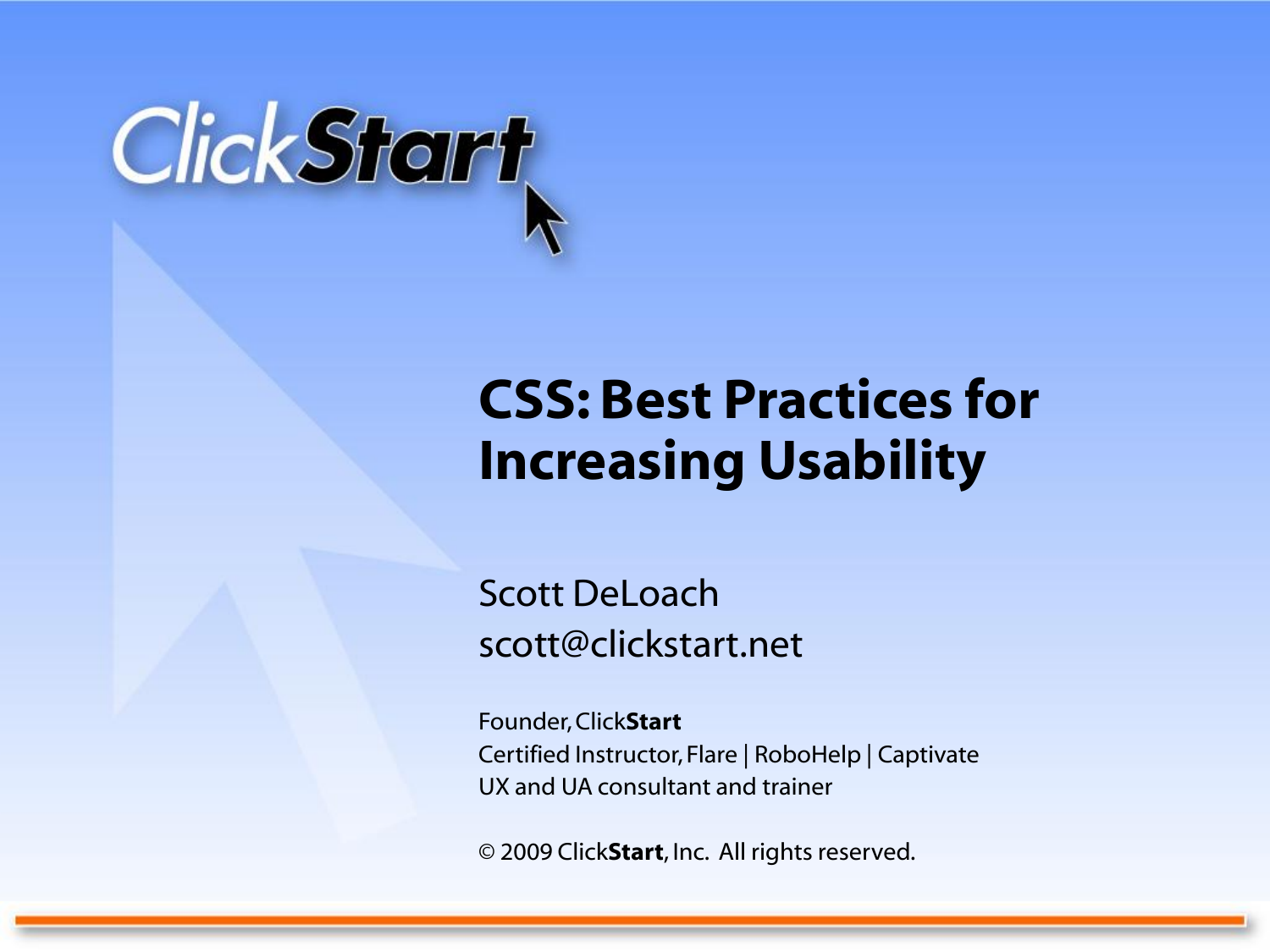ClickStart

# CSS: Best Practices for Increasing Usability

Scott DeLoach
scott@clickstart.net

Founder, Click**Start**
Certified Instructor, Flare | RoboHelp | Captivate
UX and UA consultant and trainer

© 2009 Click**Start**, Inc. All rights reserved.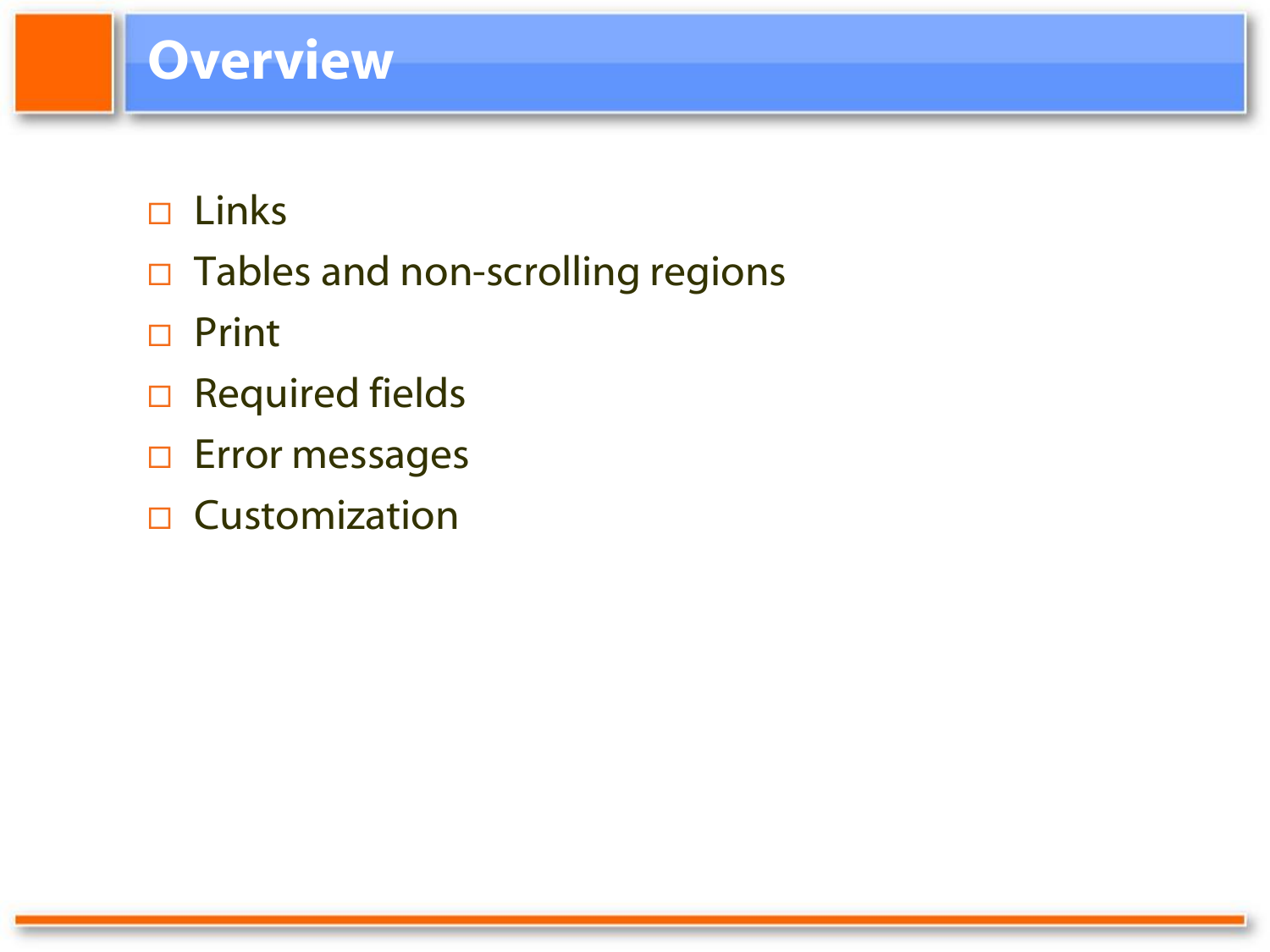# Overview

- Links
- Tables and non-scrolling regions
- Print
- Required fields
- Error messages
- Customization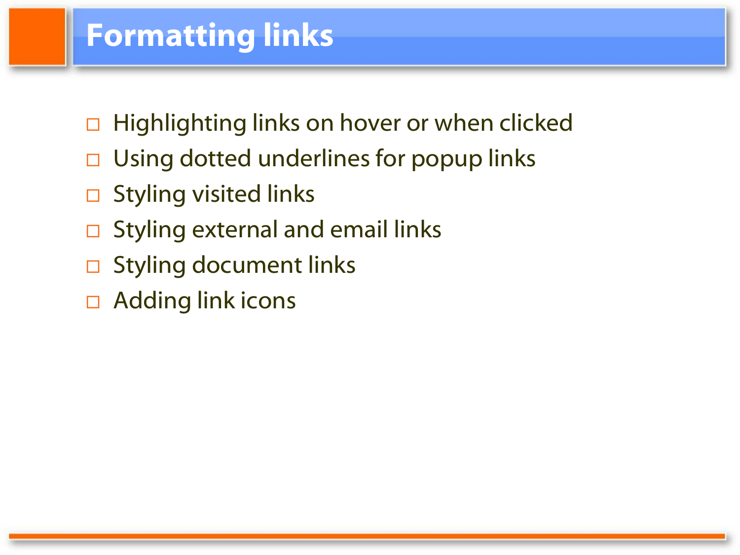# Formatting links

- Highlighting links on hover or when clicked
- Using dotted underlines for popup links
- Styling visited links
- Styling external and email links
- Styling document links
- Adding link icons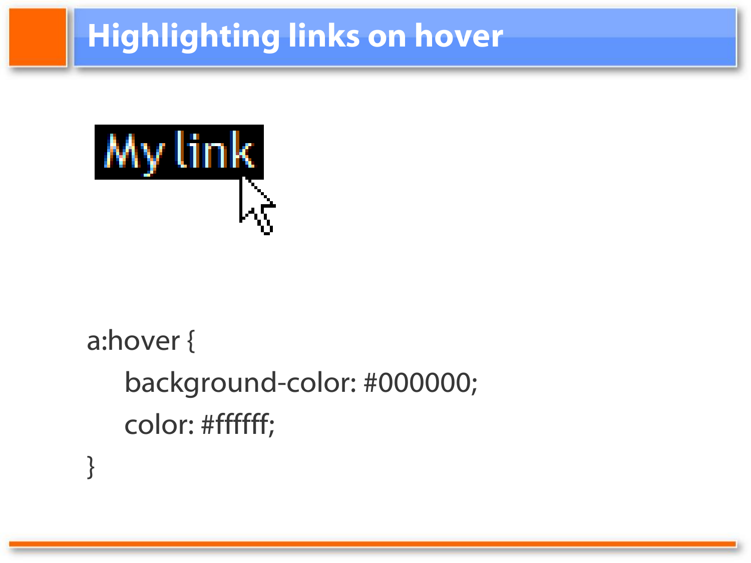# Highlighting links on hover

My link

```
a:hover {
    background-color: #000000;
    color: #ffffff;
}
```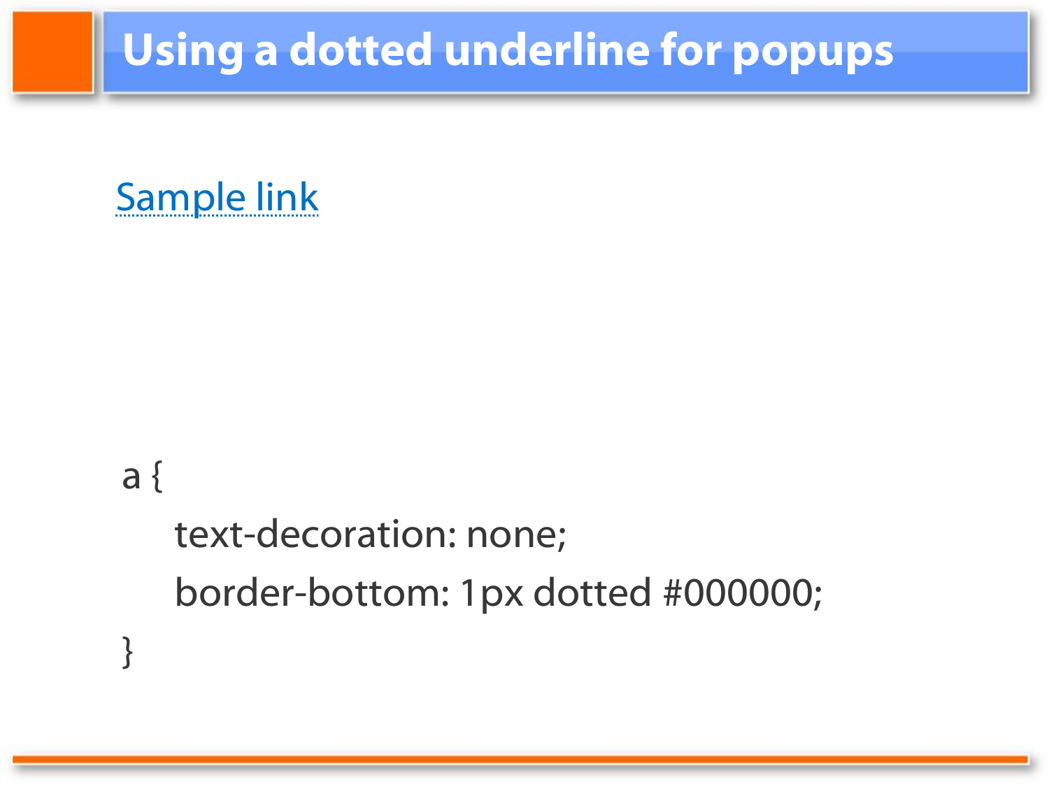# Using a dotted underline for popups

Sample link

```
a {
    text-decoration: none;
    border-bottom: 1px dotted #000000;
}
```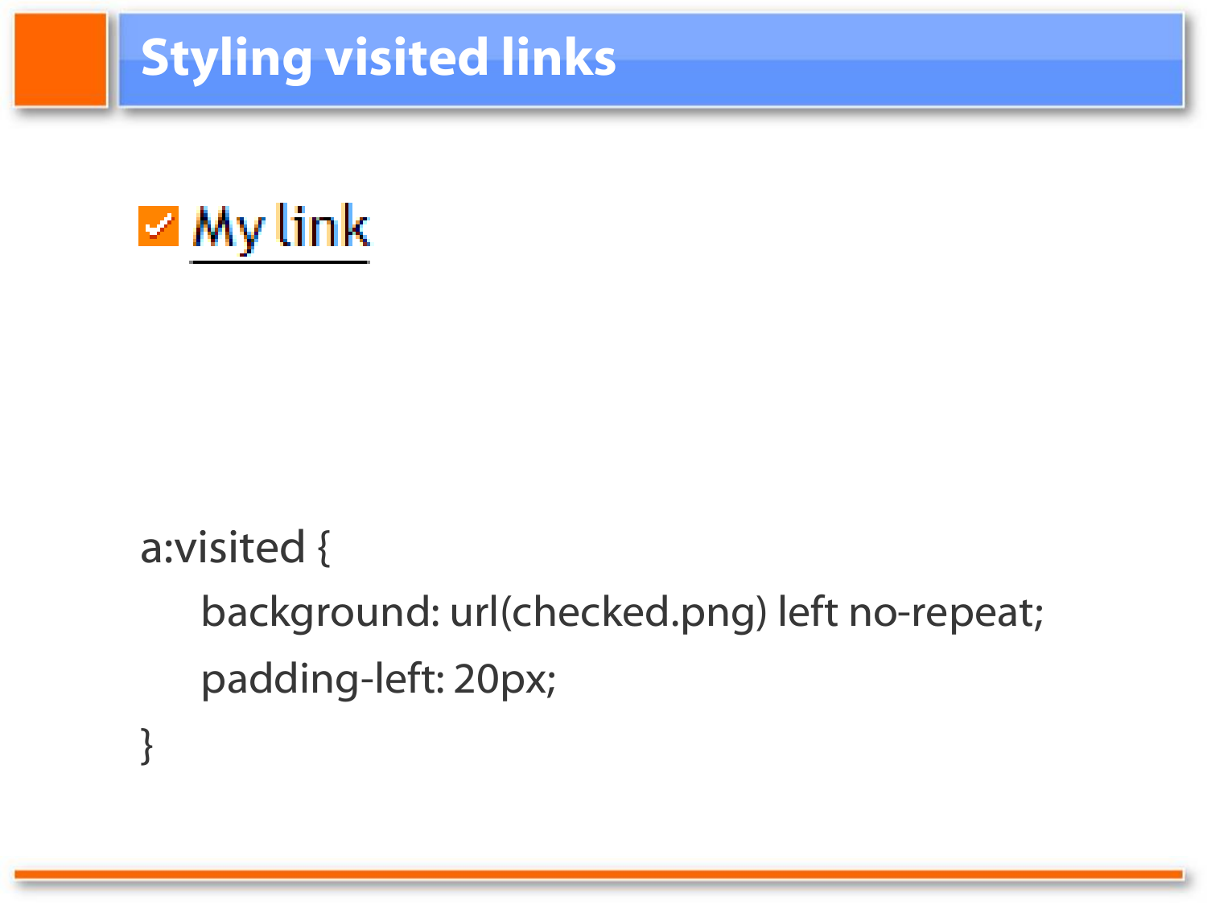# Styling visited links

☑ My link

```
a:visited {
    background: url(checked.png) left no-repeat;
    padding-left: 20px;
}
```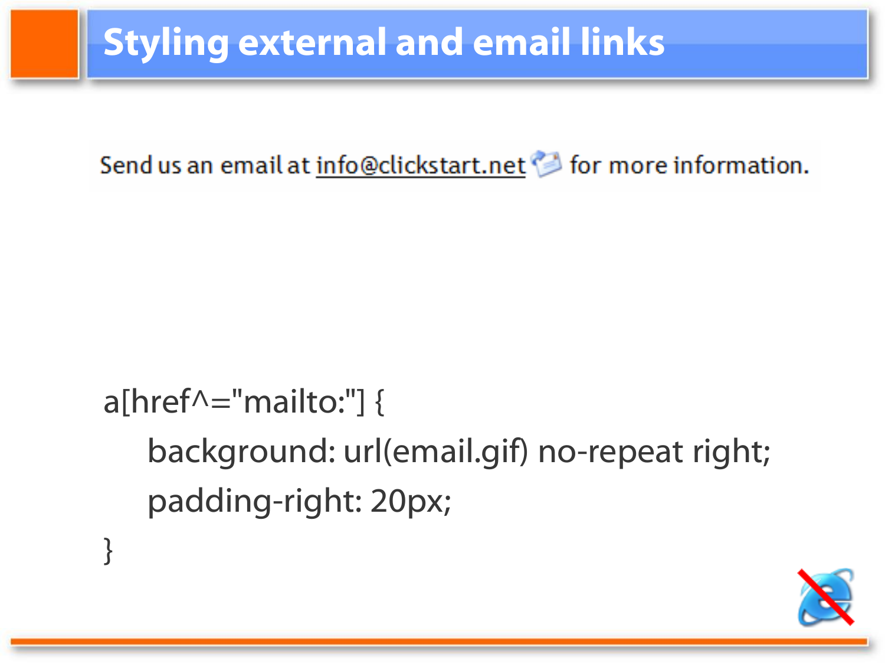# Styling external and email links

Send us an email at info@clickstart.net for more information.

```
a[href^="mailto:"] {
    background: url(email.gif) no-repeat right;
    padding-right: 20px;
}
```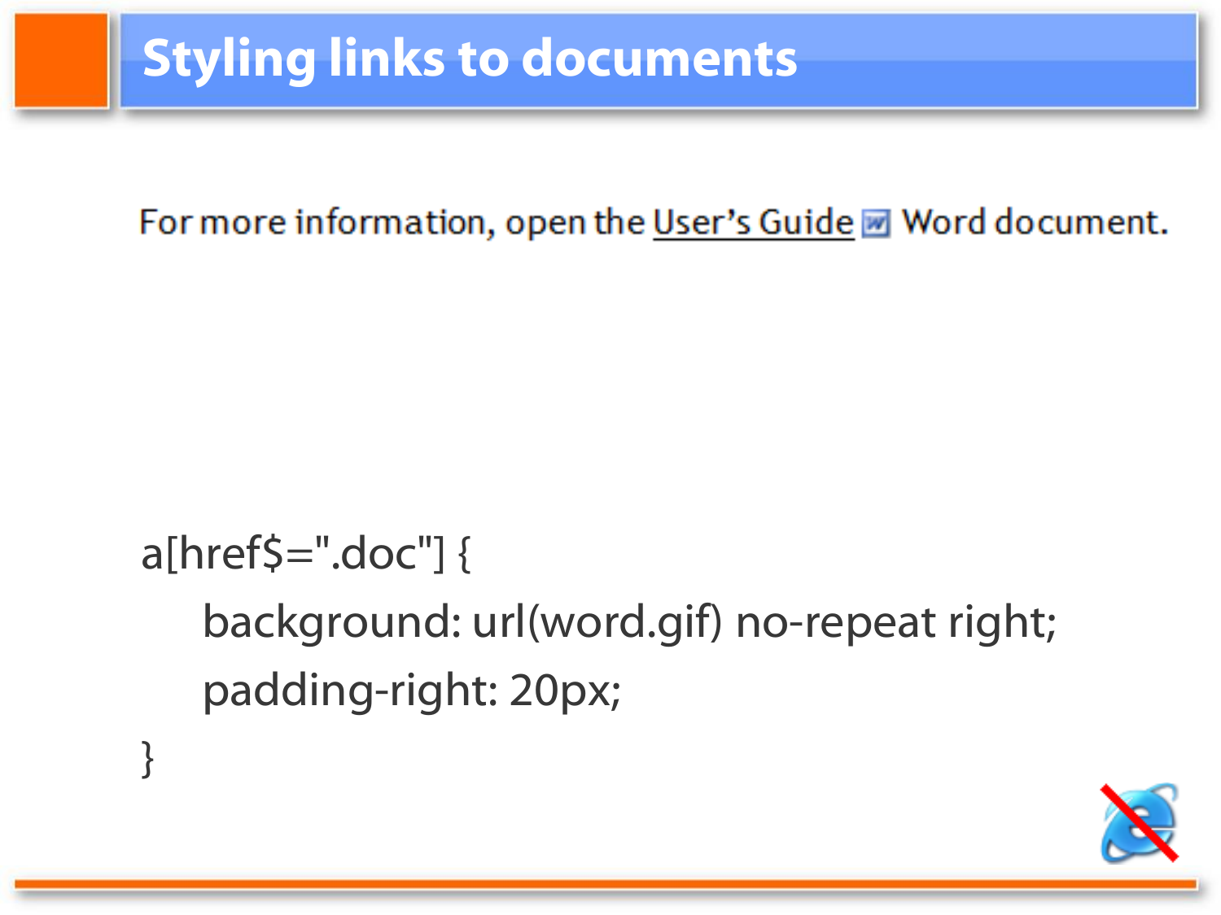# Styling links to documents

For more information, open the User's Guide Word document.

```
a[href$=".doc"] {
    background: url(word.gif) no-repeat right;
    padding-right: 20px;
}
```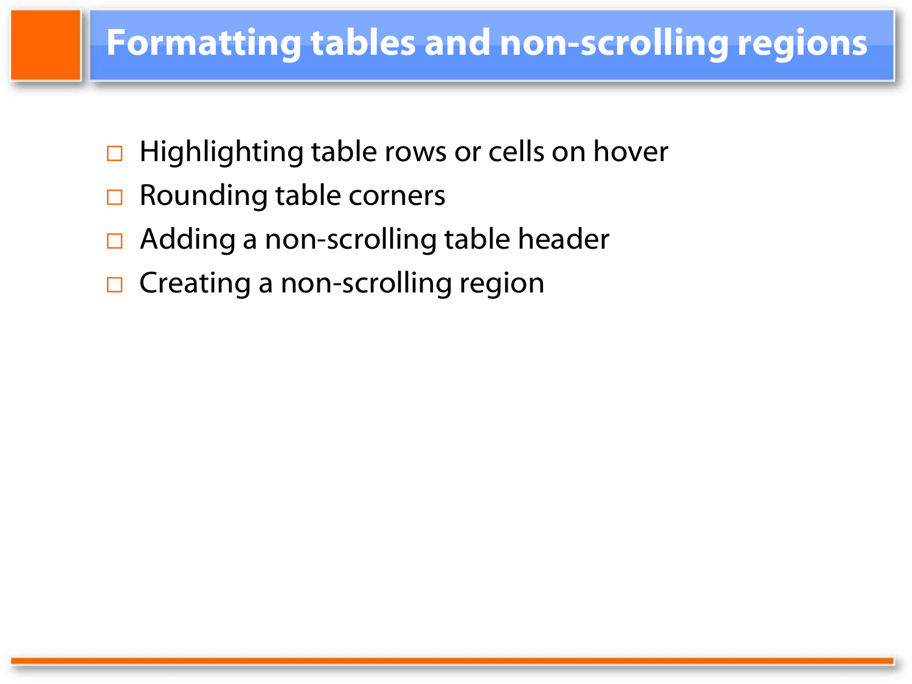# Formatting tables and non-scrolling regions

- Highlighting table rows or cells on hover
- Rounding table corners
- Adding a non-scrolling table header
- Creating a non-scrolling region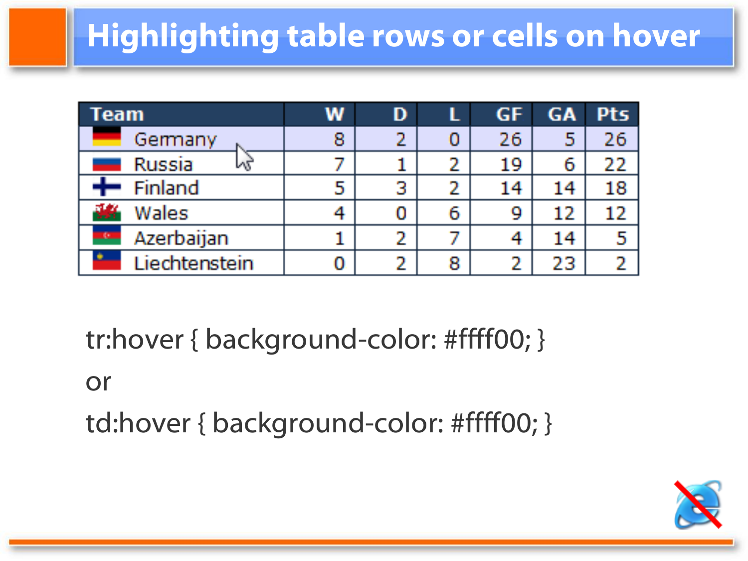# Highlighting table rows or cells on hover

| Team | W | D | L | GF | GA | Pts |
|---|---|---|---|---|---|---|
| Germany | 8 | 2 | 0 | 26 | 5 | 26 |
| Russia | 7 | 1 | 2 | 19 | 6 | 22 |
| Finland | 5 | 3 | 2 | 14 | 14 | 18 |
| Wales | 4 | 0 | 6 | 9 | 12 | 12 |
| Azerbaijan | 1 | 2 | 7 | 4 | 14 | 5 |
| Liechtenstein | 0 | 2 | 8 | 2 | 23 | 2 |

```
tr:hover { background-color: #ffff00; }
```

or

```
td:hover { background-color: #ffff00; }
```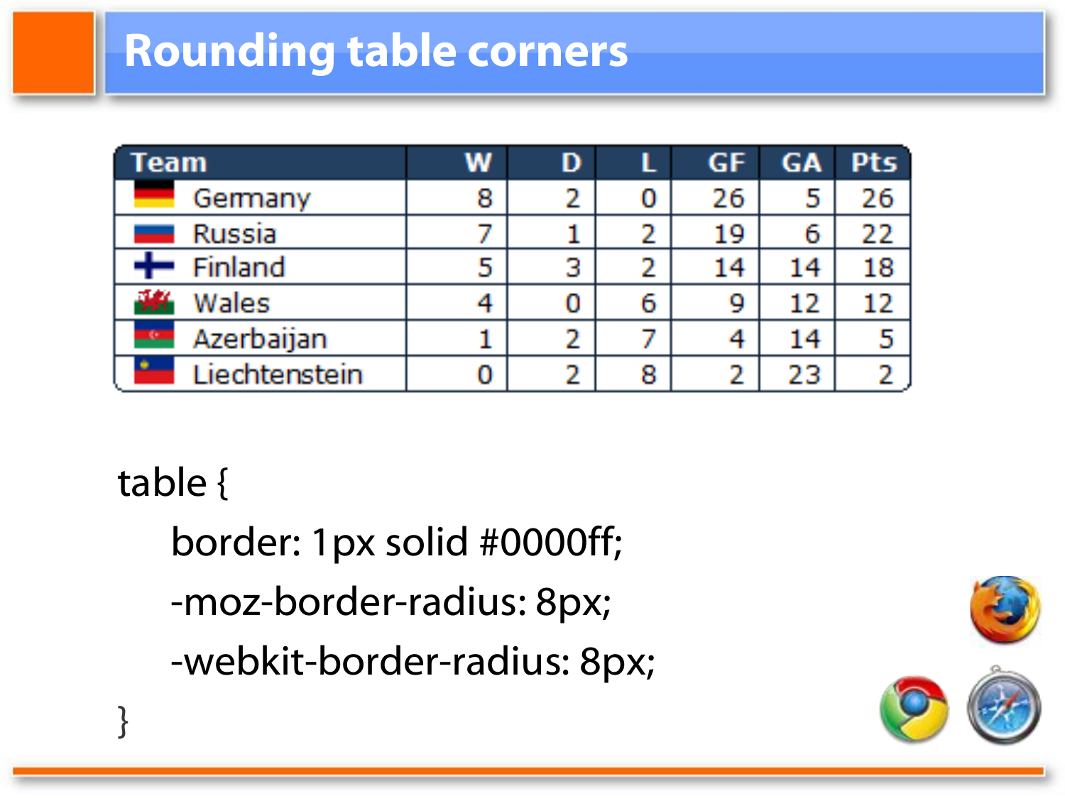# Rounding table corners

| Team | W | D | L | GF | GA | Pts |
|---|---|---|---|---|---|---|
| Germany | 8 | 2 | 0 | 26 | 5 | 26 |
| Russia | 7 | 1 | 2 | 19 | 6 | 22 |
| Finland | 5 | 3 | 2 | 14 | 14 | 18 |
| Wales | 4 | 0 | 6 | 9 | 12 | 12 |
| Azerbaijan | 1 | 2 | 7 | 4 | 14 | 5 |
| Liechtenstein | 0 | 2 | 8 | 2 | 23 | 2 |

```
table {
    border: 1px solid #0000ff;
    -moz-border-radius: 8px;
    -webkit-border-radius: 8px;
}
```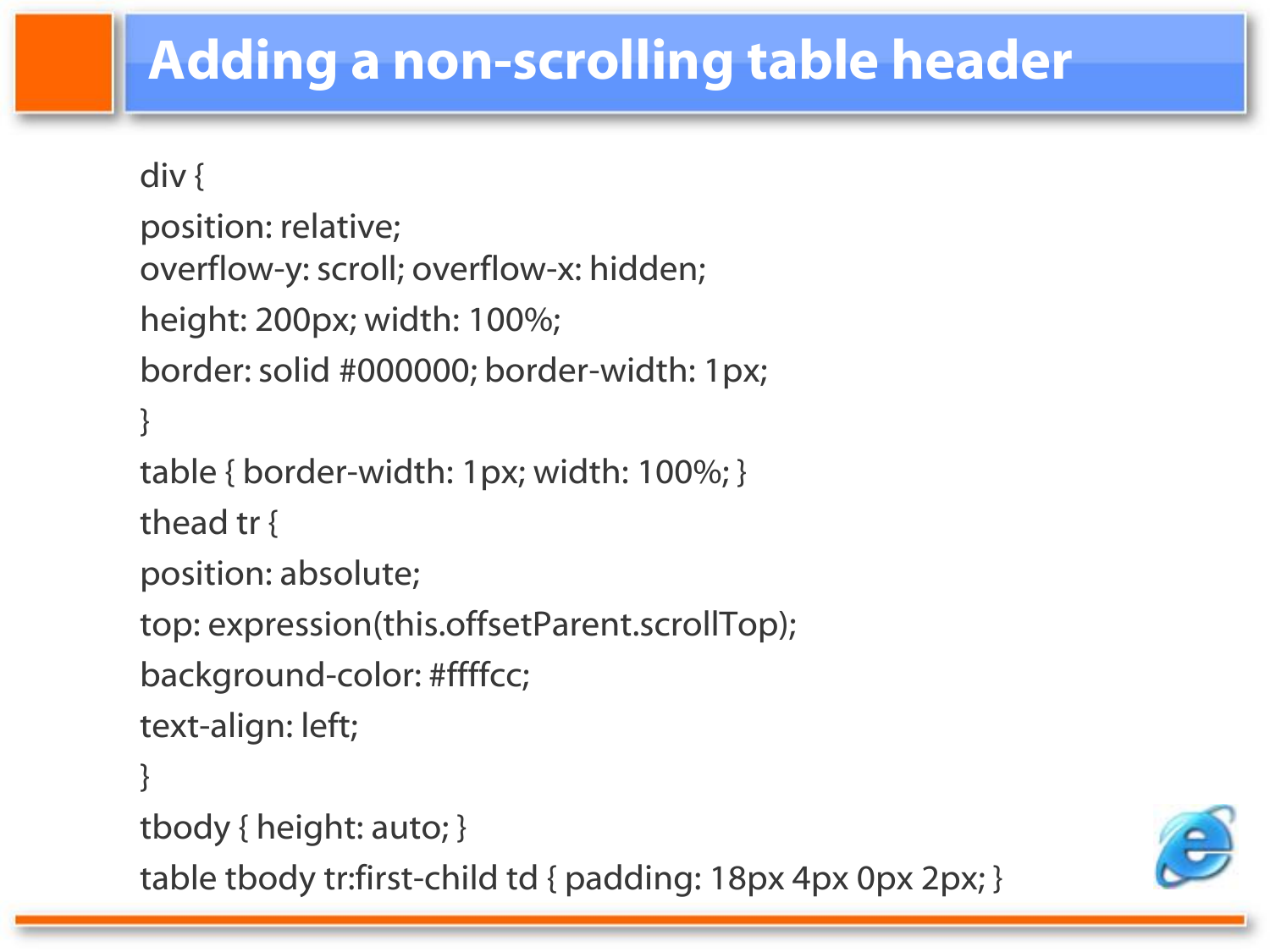# Adding a non-scrolling table header

```
div {
position: relative;
overflow-y: scroll; overflow-x: hidden;
height: 200px; width: 100%;
border: solid #000000; border-width: 1px;
}
table { border-width: 1px; width: 100%; }
thead tr {
position: absolute;
top: expression(this.offsetParent.scrollTop);
background-color: #ffffcc;
text-align: left;
}
tbody { height: auto; }
table tbody tr:first-child td { padding: 18px 4px 0px 2px; }
```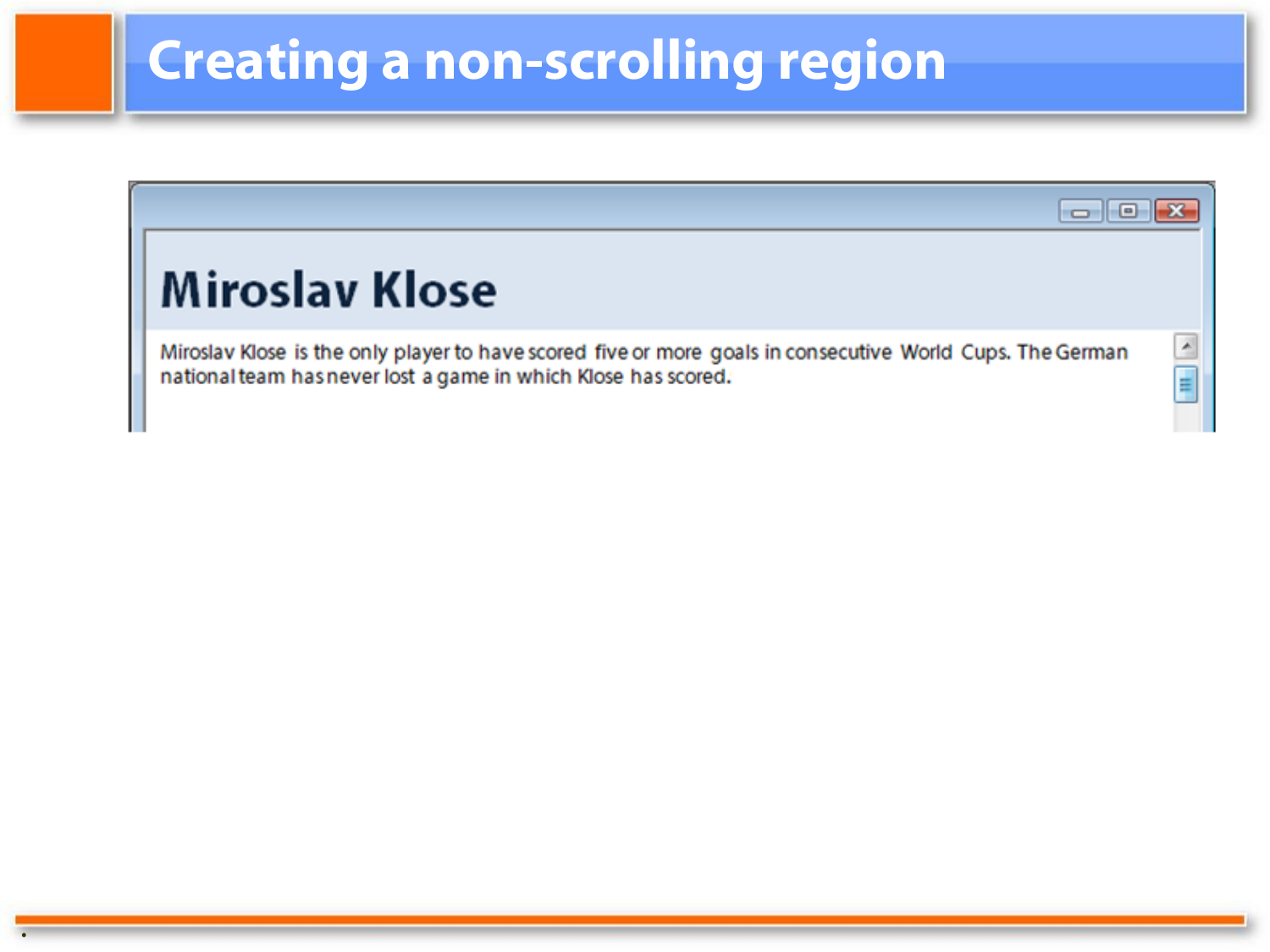# Creating a non-scrolling region

## Miroslav Klose

Miroslav Klose is the only player to have scored five or more goals in consecutive World Cups. The German national team has never lost a game in which Klose has scored.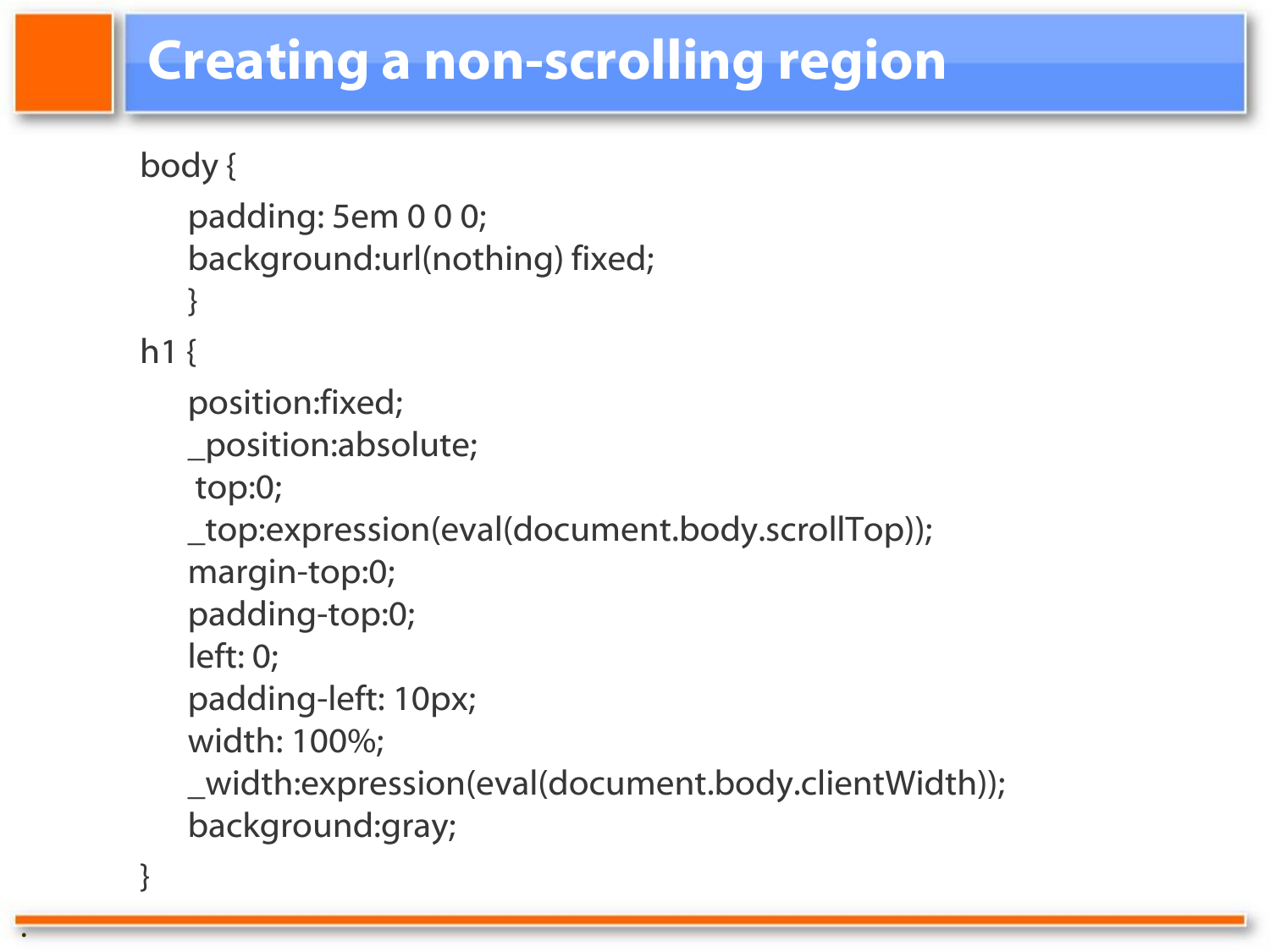# Creating a non-scrolling region

```
body {
    padding: 5em 0 0 0;
    background:url(nothing) fixed;
    }
h1 {
    position:fixed;
    _position:absolute;
     top:0;
    _top:expression(eval(document.body.scrollTop));
    margin-top:0;
    padding-top:0;
    left: 0;
    padding-left: 10px;
    width: 100%;
    _width:expression(eval(document.body.clientWidth));
    background:gray;
}
```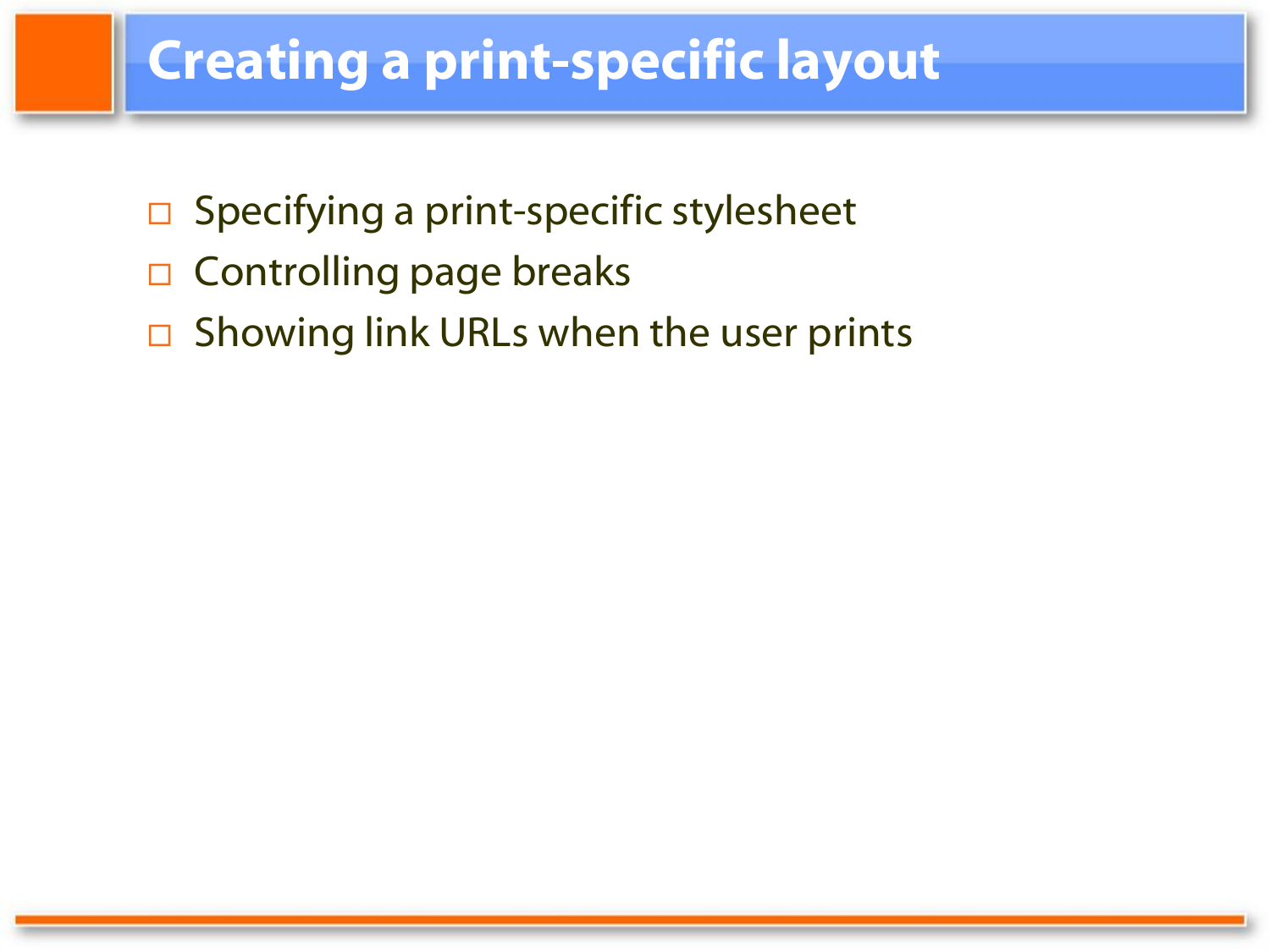# Creating a print-specific layout

- Specifying a print-specific stylesheet
- Controlling page breaks
- Showing link URLs when the user prints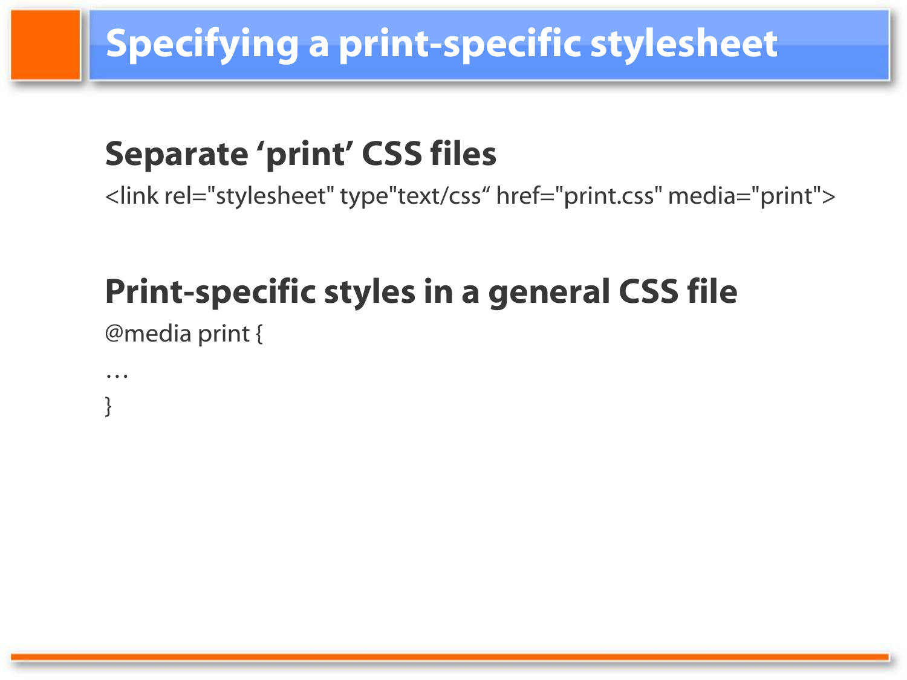# Specifying a print-specific stylesheet

## Separate ‘print’ CSS files

```
<link rel="stylesheet" type"text/css“ href="print.css" media="print">
```

## Print-specific styles in a general CSS file

```
@media print {
…
}
```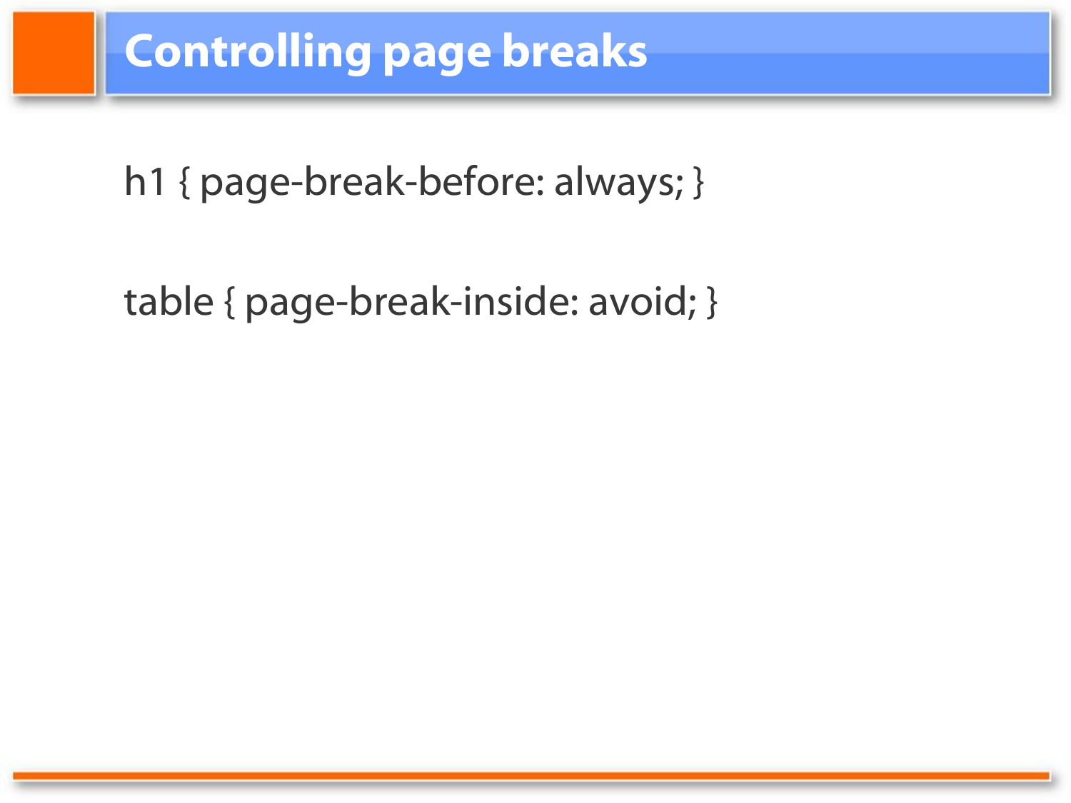# Controlling page breaks

```
h1 { page-break-before: always; }

table { page-break-inside: avoid; }
```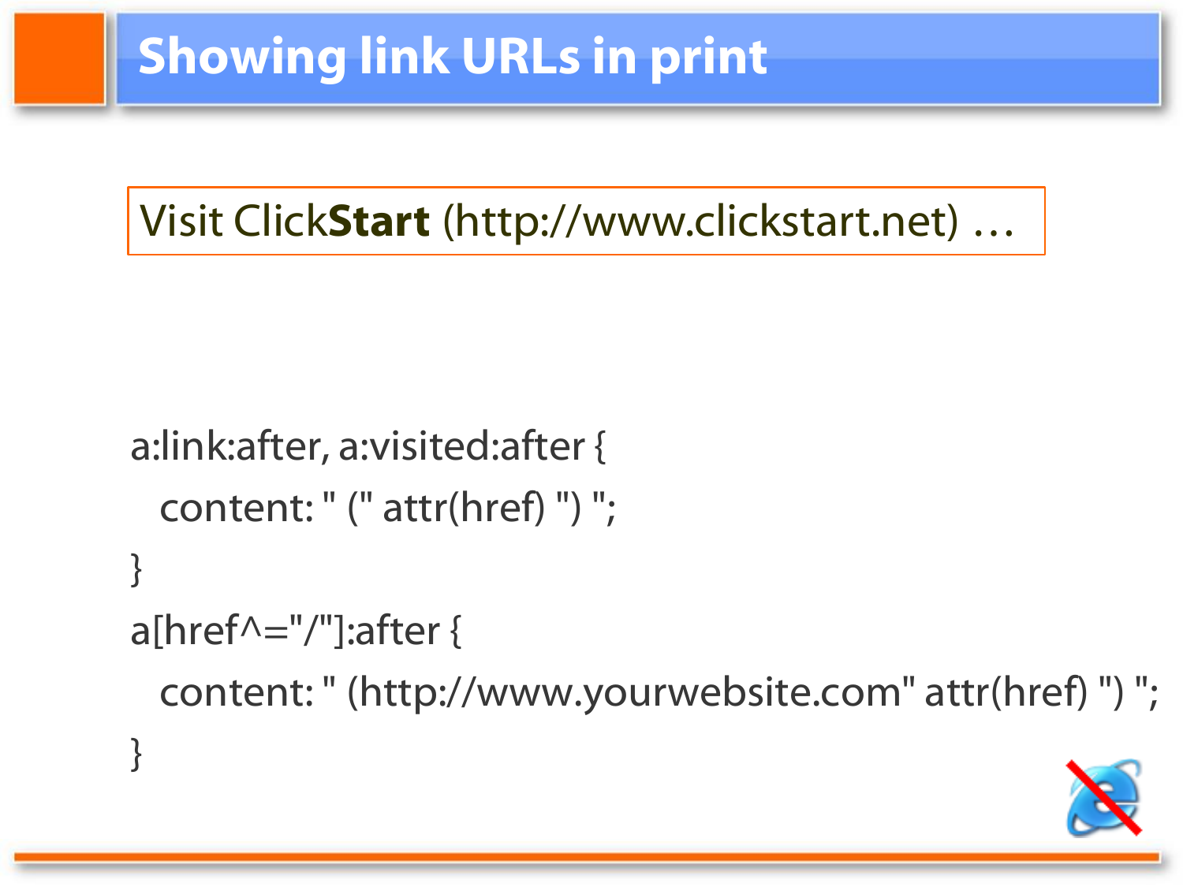# Showing link URLs in print

Visit Click**Start** (http://www.clickstart.net) …

```
a:link:after, a:visited:after {
  content: " (" attr(href) ") ";
}
a[href^="/"]:after {
  content: " (http://www.yourwebsite.com" attr(href) ") ";
}
```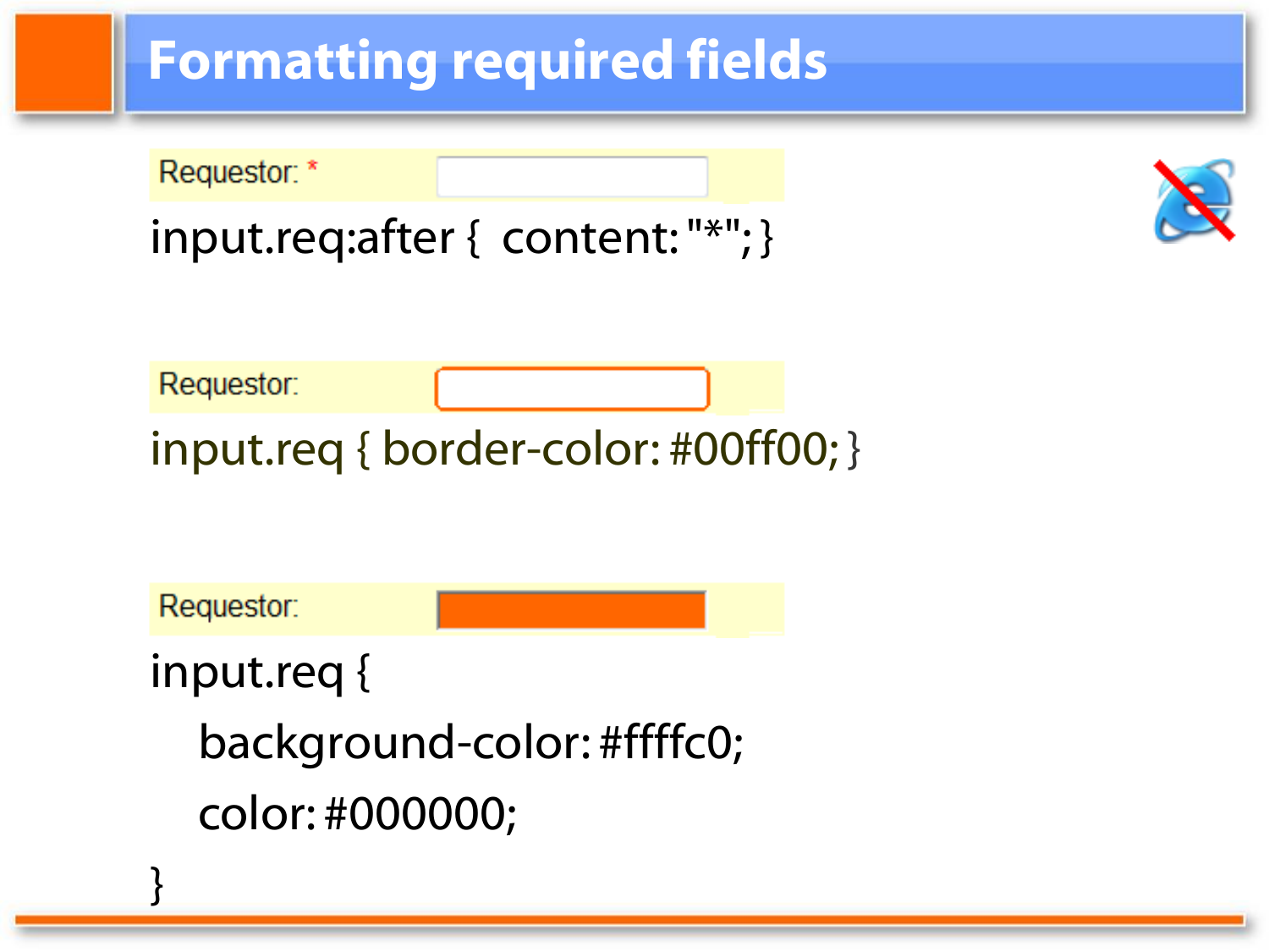# Formatting required fields

Requestor: *

```
input.req:after {  content: "*"; }
```

Requestor:

```
input.req { border-color: #00ff00; }
```

Requestor:

```
input.req {
    background-color: #ffffc0;
    color: #000000;
}
```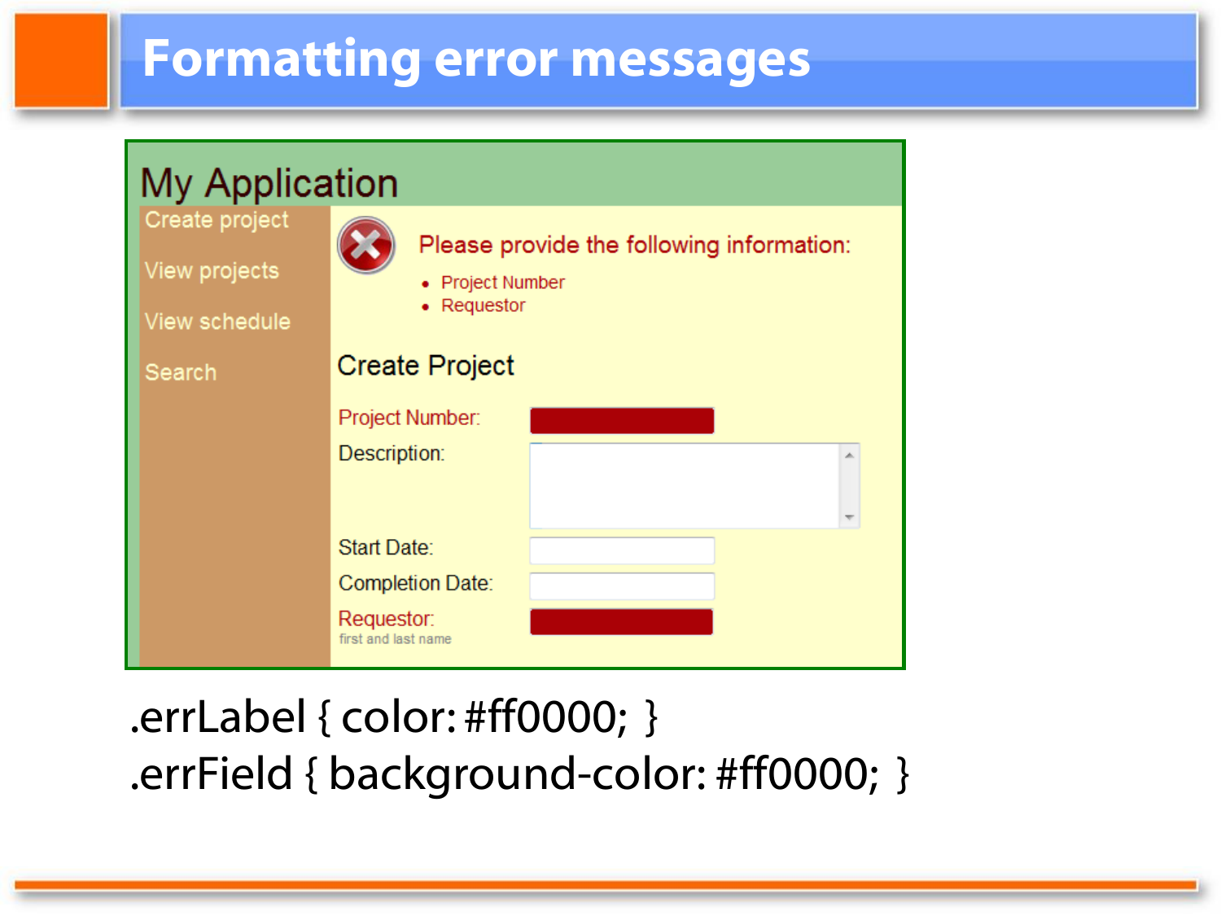# Formatting error messages

My Application

- Create project
- View projects
- View schedule
- Search

Please provide the following information:

- Project Number
- Requestor

Create Project

Project Number:

Description:

Start Date:

Completion Date:

Requestor:
first and last name

```
.errLabel { color: #ff0000; }
.errField { background-color: #ff0000; }
```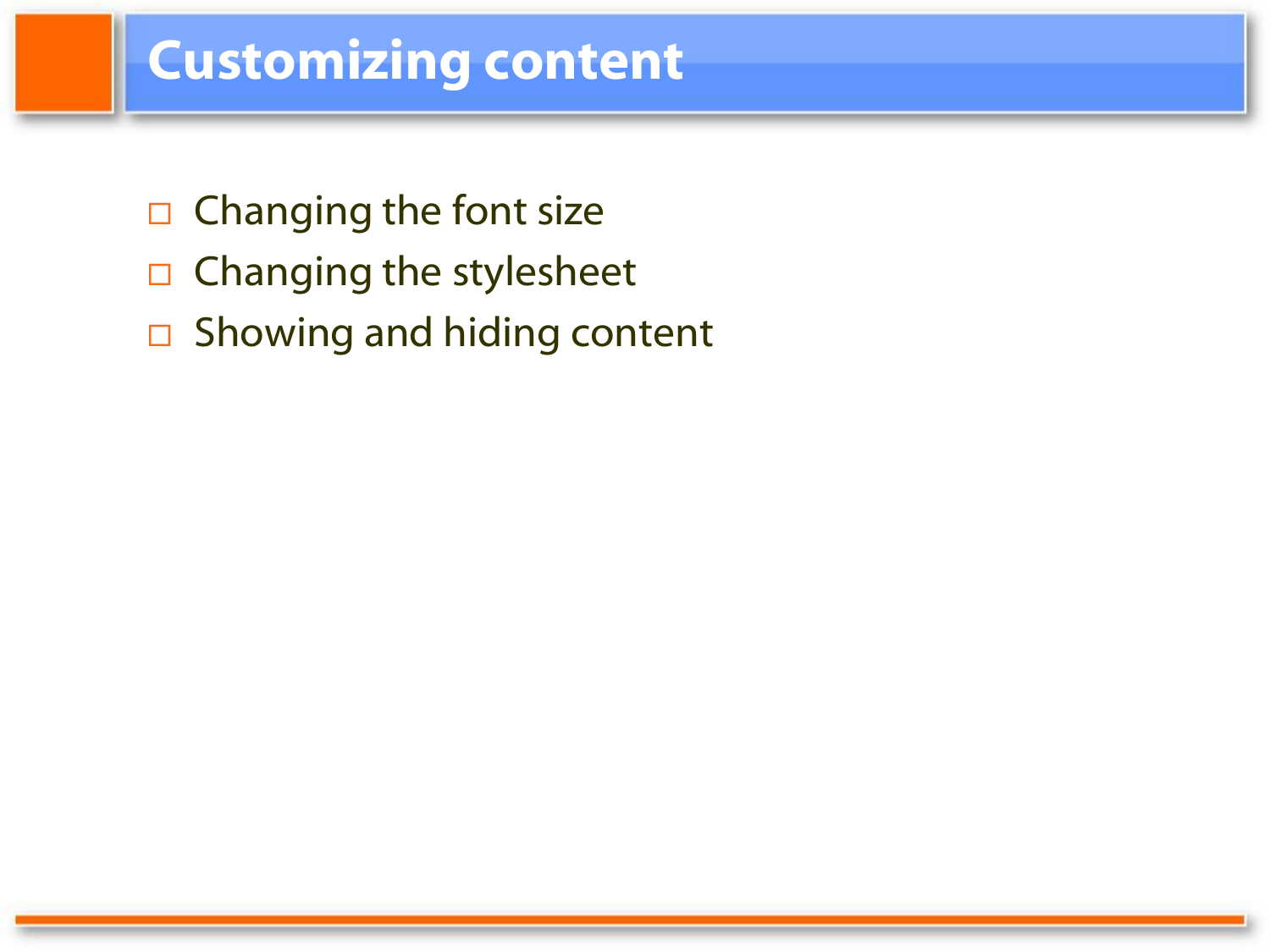# Customizing content

- Changing the font size
- Changing the stylesheet
- Showing and hiding content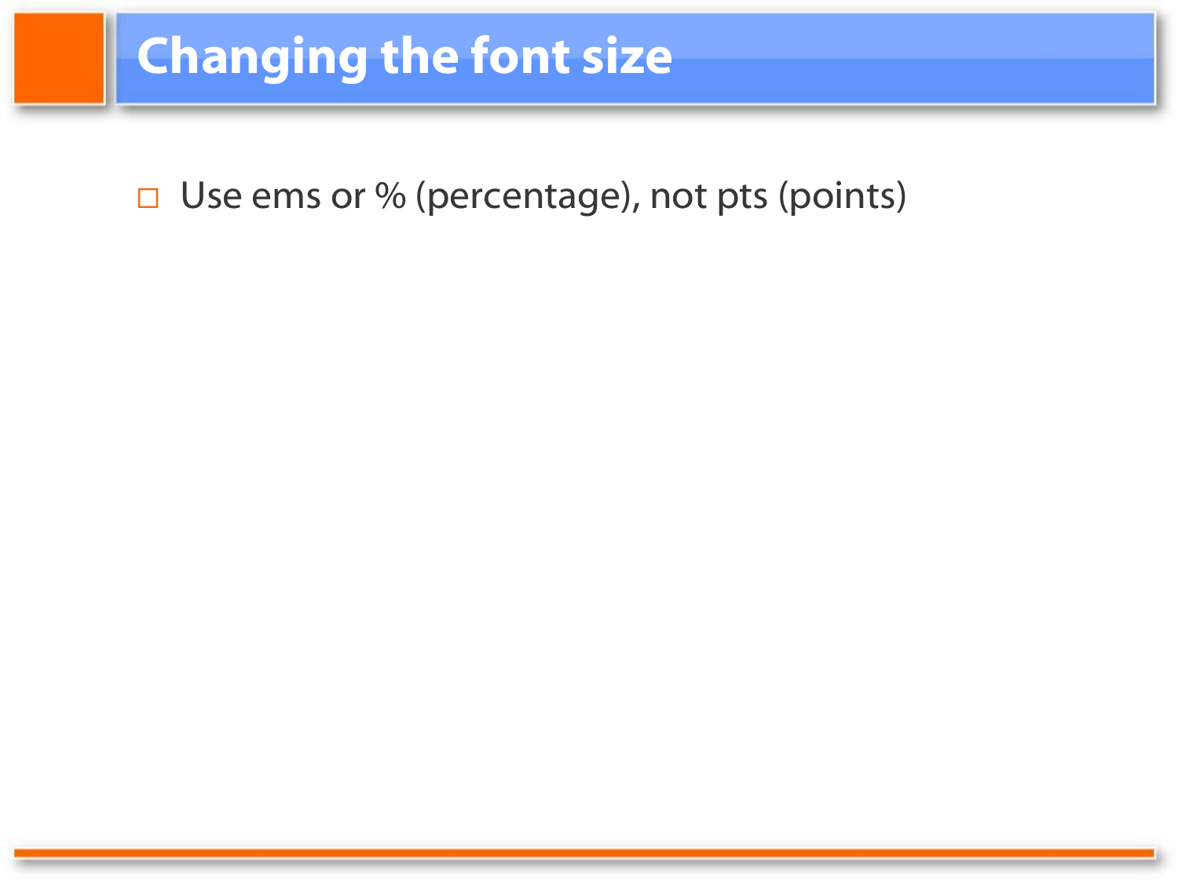# Changing the font size

- Use ems or % (percentage), not pts (points)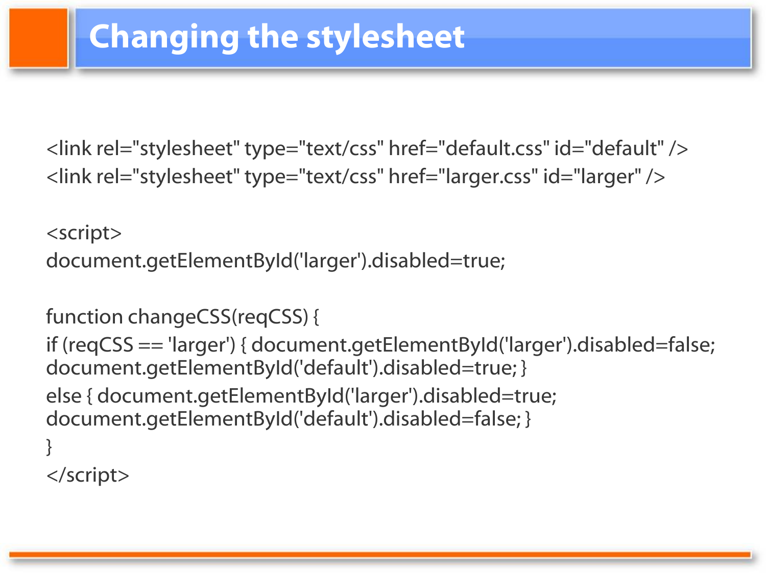# Changing the stylesheet

```
<link rel="stylesheet" type="text/css" href="default.css" id="default" />
<link rel="stylesheet" type="text/css" href="larger.css" id="larger" />

<script>
document.getElementById('larger').disabled=true;

function changeCSS(reqCSS) {
if (reqCSS == 'larger') { document.getElementById('larger').disabled=false;
document.getElementById('default').disabled=true; }
else { document.getElementById('larger').disabled=true;
document.getElementById('default').disabled=false; }
}
</script>
```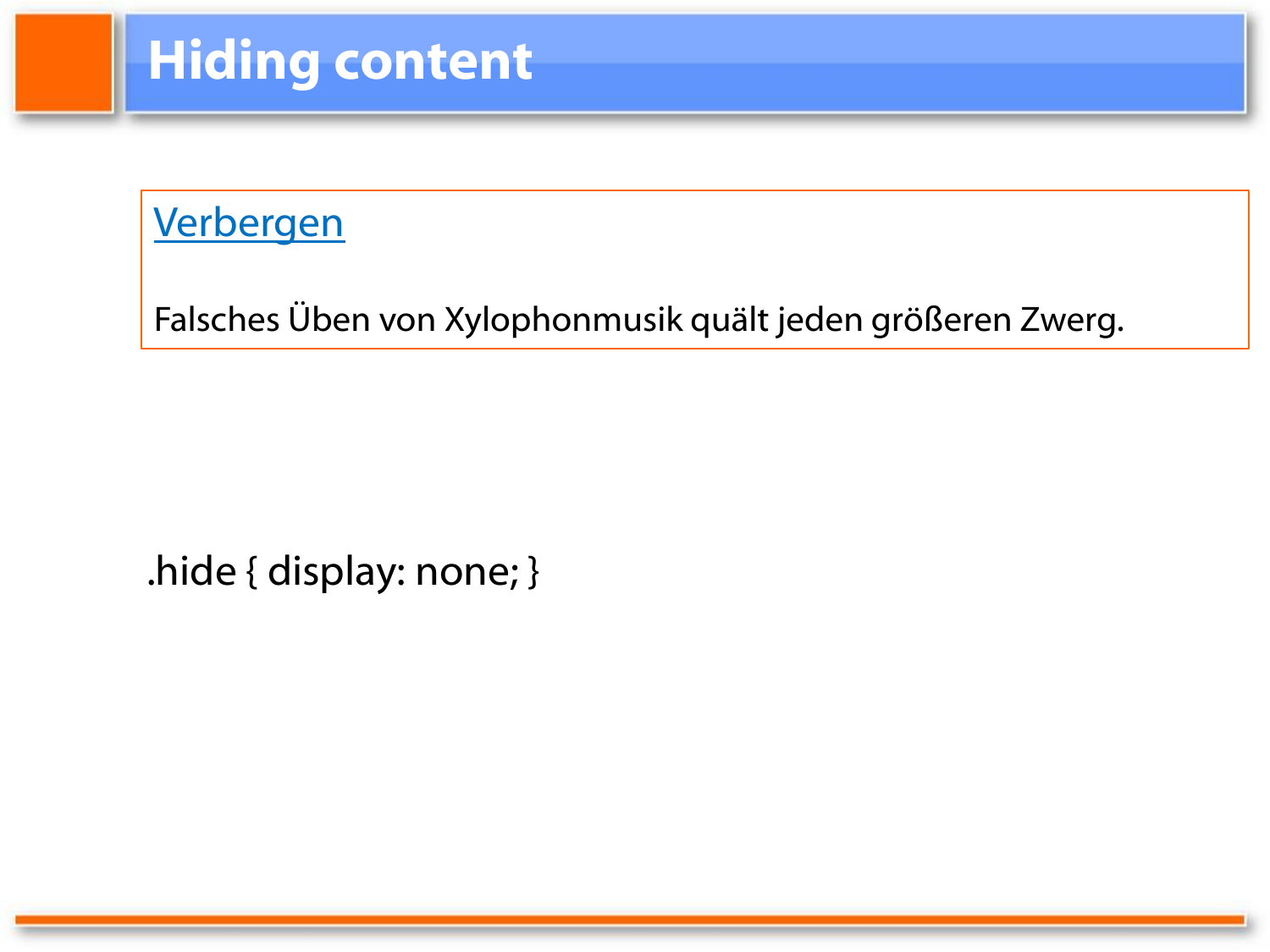# Hiding content

Verbergen

Falsches Üben von Xylophonmusik quält jeden größeren Zwerg.

```
.hide { display: none; }
```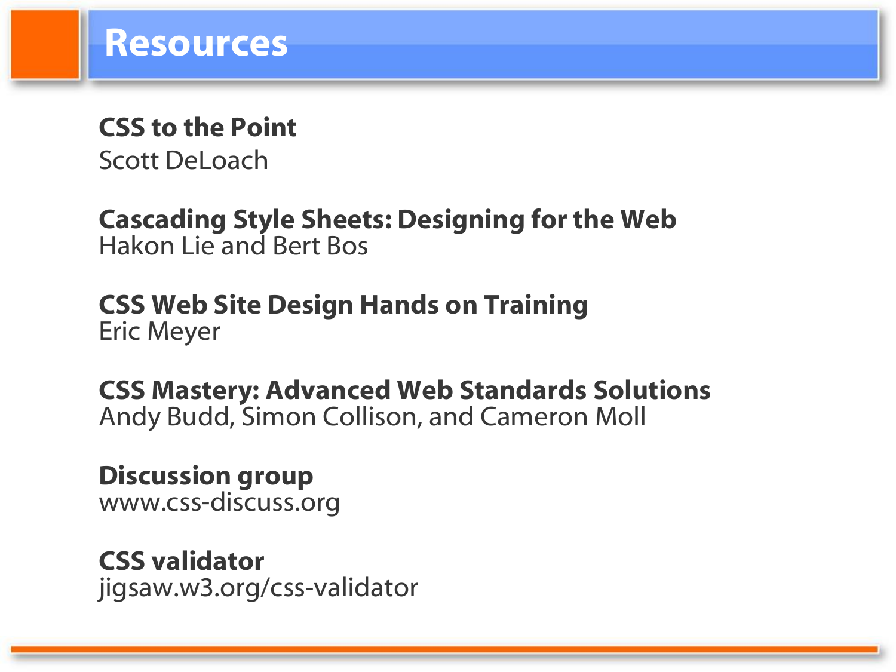# Resources

**CSS to the Point**
Scott DeLoach

**Cascading Style Sheets: Designing for the Web**
Hakon Lie and Bert Bos

**CSS Web Site Design Hands on Training**
Eric Meyer

**CSS Mastery: Advanced Web Standards Solutions**
Andy Budd, Simon Collison, and Cameron Moll

**Discussion group**
www.css-discuss.org

**CSS validator**
jigsaw.w3.org/css-validator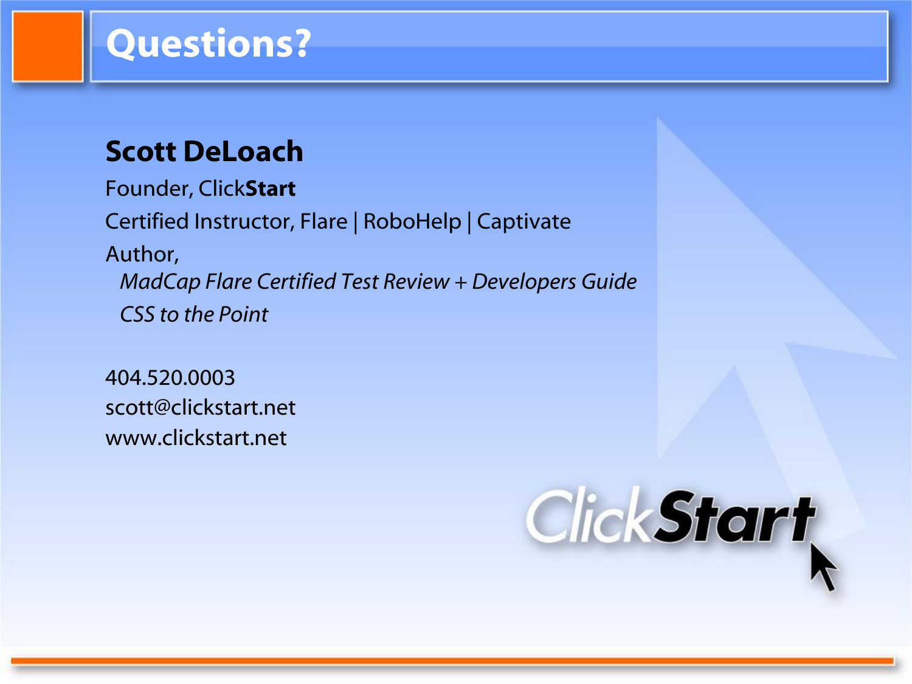# Questions?

**Scott DeLoach**

Founder, Click**Start**

Certified Instructor, Flare | RoboHelp | Captivate

Author,

*MadCap Flare Certified Test Review + Developers Guide*

*CSS to the Point*

404.520.0003
scott@clickstart.net
www.clickstart.net

ClickStart